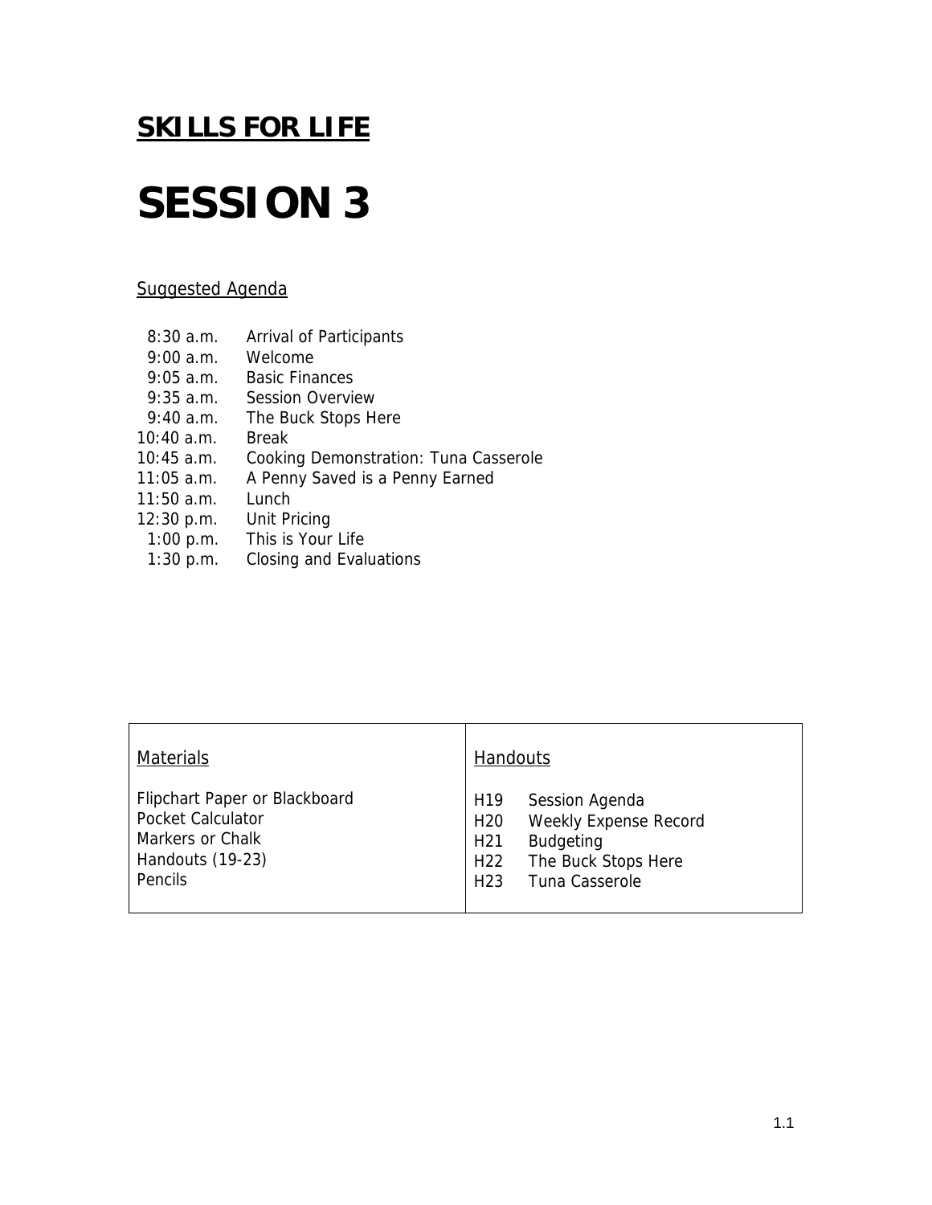## **SKILLS FOR LIFE**

# SESSION 3

Suggested Agenda

| | |
|---|---|
| 8:30 a.m. | Arrival of Participants |
| 9:00 a.m. | Welcome |
| 9:05 a.m. | Basic Finances |
| 9:35 a.m. | Session Overview |
| 9:40 a.m. | The Buck Stops Here |
| 10:40 a.m. | Break |
| 10:45 a.m. | Cooking Demonstration: Tuna Casserole |
| 11:05 a.m. | A Penny Saved is a Penny Earned |
| 11:50 a.m. | Lunch |
| 12:30 p.m. | Unit Pricing |
| 1:00 p.m. | This is Your Life |
| 1:30 p.m. | Closing and Evaluations |

| Materials | Handouts |
|---|---|
| Flipchart Paper or Blackboard | H19 Session Agenda |
| Pocket Calculator | H20 Weekly Expense Record |
| Markers or Chalk | H21 Budgeting |
| Handouts (19-23) | H22 The Buck Stops Here |
| Pencils | H23 Tuna Casserole |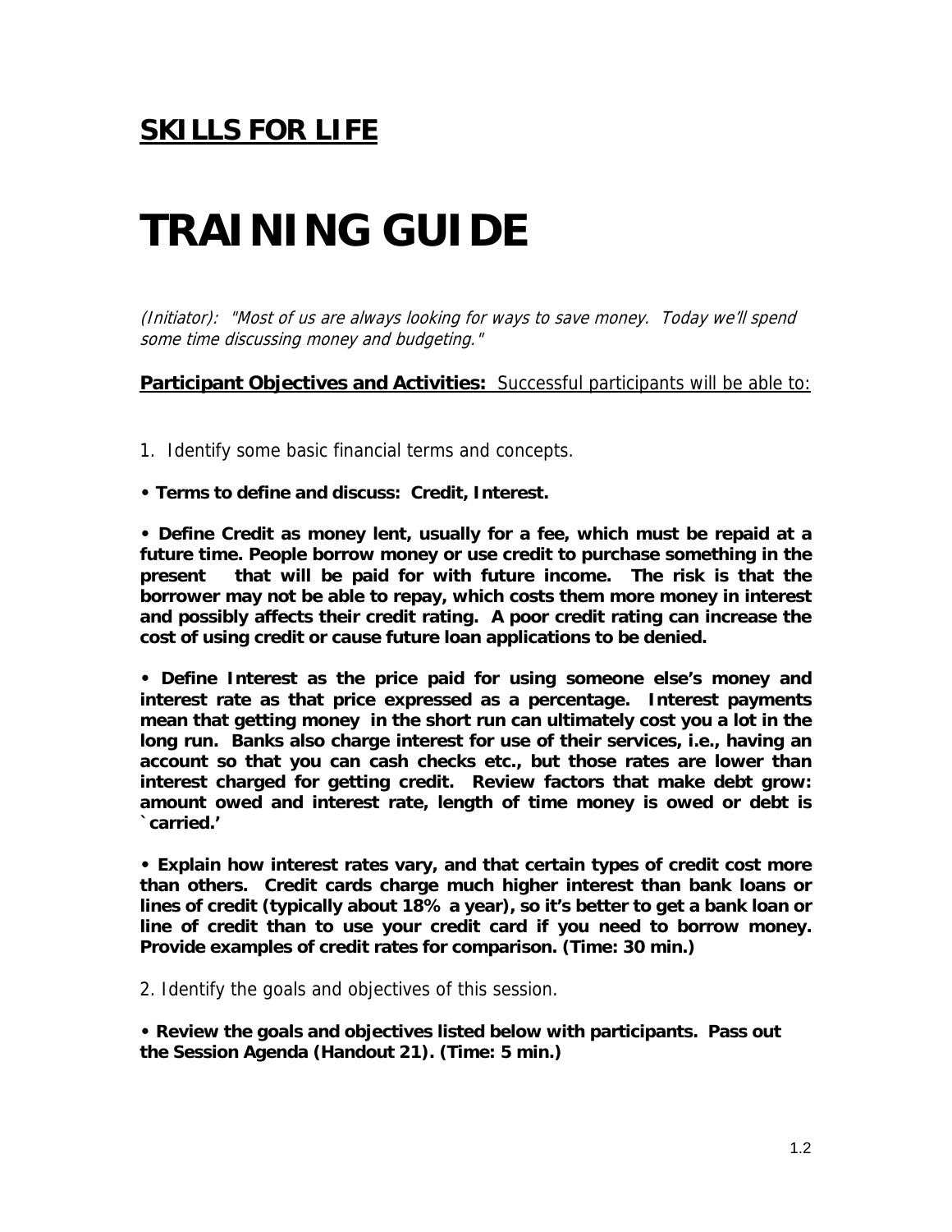## SKILLS FOR LIFE

# TRAINING GUIDE

*(Initiator): "Most of us are always looking for ways to save money. Today we'll spend some time discussing money and budgeting."*

**Participant Objectives and Activities:** Successful participants will be able to:

1. Identify some basic financial terms and concepts.

**• Terms to define and discuss: Credit, Interest.**

**• Define Credit as money lent, usually for a fee, which must be repaid at a future time. People borrow money or use credit to purchase something in the present that will be paid for with future income. The risk is that the borrower may not be able to repay, which costs them more money in interest and possibly affects their credit rating. A poor credit rating can increase the cost of using credit or cause future loan applications to be denied.**

**• Define Interest as the price paid for using someone else's money and interest rate as that price expressed as a percentage. Interest payments mean that getting money in the short run can ultimately cost you a lot in the long run. Banks also charge interest for use of their services, i.e., having an account so that you can cash checks etc., but those rates are lower than interest charged for getting credit. Review factors that make debt grow: amount owed and interest rate, length of time money is owed or debt is `carried.'**

**• Explain how interest rates vary, and that certain types of credit cost more than others. Credit cards charge much higher interest than bank loans or lines of credit (typically about 18% a year), so it's better to get a bank loan or line of credit than to use your credit card if you need to borrow money. Provide examples of credit rates for comparison. (Time: 30 min.)**

2. Identify the goals and objectives of this session.

**• Review the goals and objectives listed below with participants. Pass out the Session Agenda (Handout 21). (Time: 5 min.)**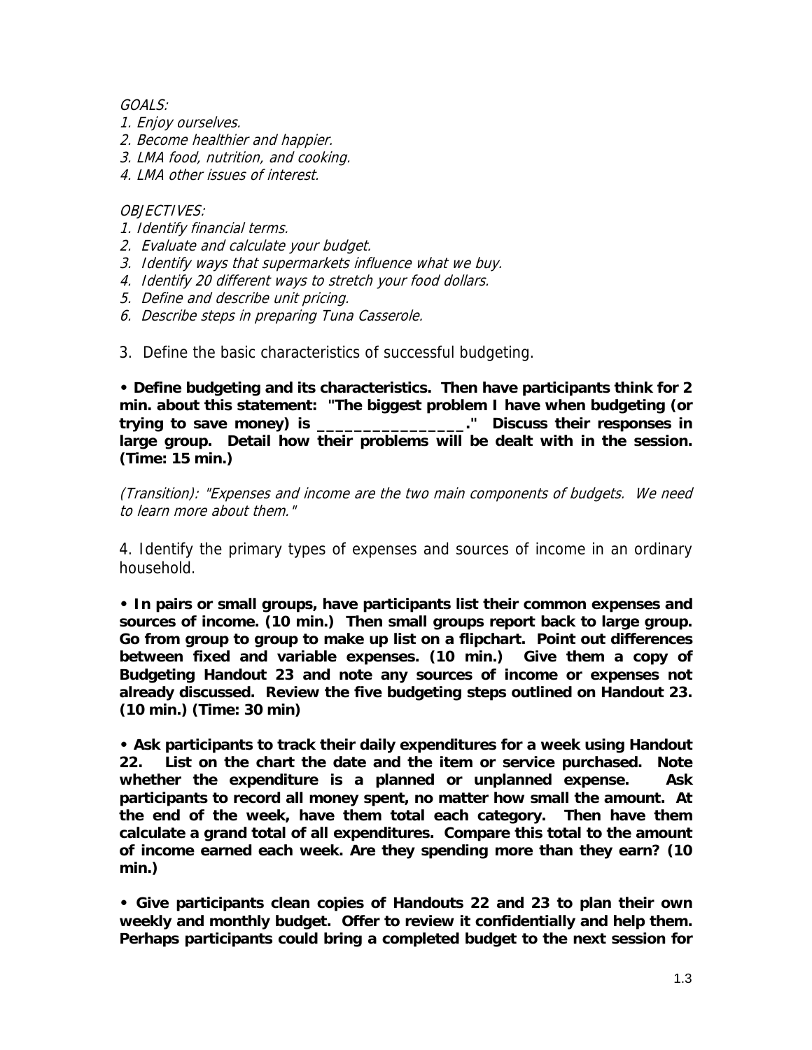*GOALS:*

*1. Enjoy ourselves.*
*2. Become healthier and happier.*
*3. LMA food, nutrition, and cooking.*
*4. LMA other issues of interest.*

*OBJECTIVES:*

*1. Identify financial terms.*
*2. Evaluate and calculate your budget.*
*3. Identify ways that supermarkets influence what we buy.*
*4. Identify 20 different ways to stretch your food dollars.*
*5. Define and describe unit pricing.*
*6. Describe steps in preparing Tuna Casserole.*

3. Define the basic characteristics of successful budgeting.

**• Define budgeting and its characteristics. Then have participants think for 2 min. about this statement: "The biggest problem I have when budgeting (or trying to save money) is ________________." Discuss their responses in large group. Detail how their problems will be dealt with in the session. (Time: 15 min.)**

*(Transition): "Expenses and income are the two main components of budgets. We need to learn more about them."*

4. Identify the primary types of expenses and sources of income in an ordinary household.

**• In pairs or small groups, have participants list their common expenses and sources of income. (10 min.) Then small groups report back to large group. Go from group to group to make up list on a flipchart. Point out differences between fixed and variable expenses. (10 min.) Give them a copy of Budgeting Handout 23 and note any sources of income or expenses not already discussed. Review the five budgeting steps outlined on Handout 23. (10 min.) (Time: 30 min)**

**• Ask participants to track their daily expenditures for a week using Handout 22. List on the chart the date and the item or service purchased. Note whether the expenditure is a planned or unplanned expense. Ask participants to record all money spent, no matter how small the amount. At the end of the week, have them total each category. Then have them calculate a grand total of all expenditures. Compare this total to the amount of income earned each week. Are they spending more than they earn? (10 min.)**

**• Give participants clean copies of Handouts 22 and 23 to plan their own weekly and monthly budget. Offer to review it confidentially and help them. Perhaps participants could bring a completed budget to the next session for**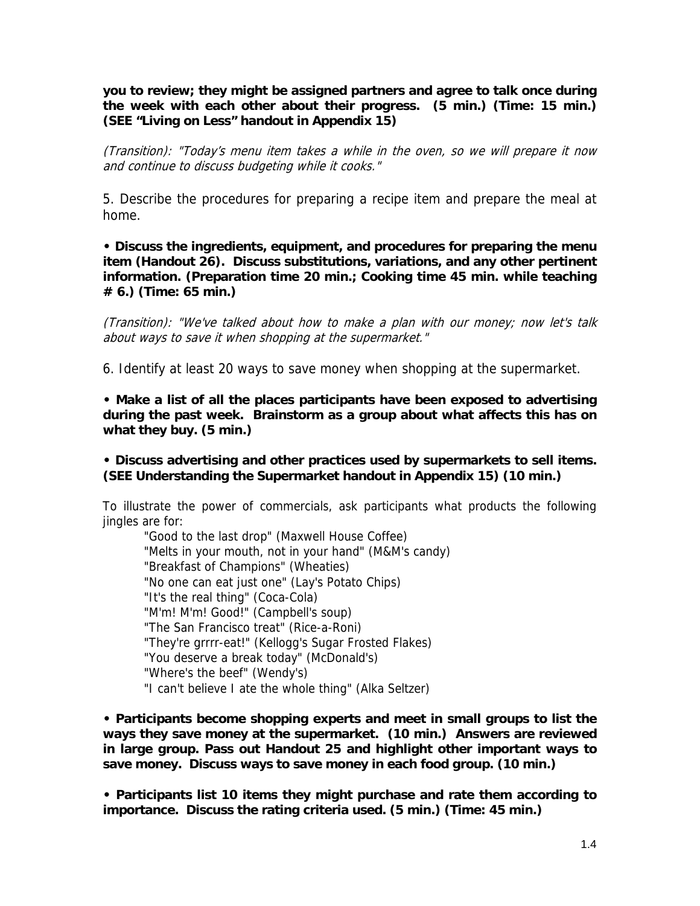**you to review; they might be assigned partners and agree to talk once during the week with each other about their progress. (5 min.) (Time: 15 min.) (SEE "Living on Less" handout in Appendix 15)**

*(Transition): "Today's menu item takes a while in the oven, so we will prepare it now and continue to discuss budgeting while it cooks."*

5. Describe the procedures for preparing a recipe item and prepare the meal at home.

**• Discuss the ingredients, equipment, and procedures for preparing the menu item (Handout 26). Discuss substitutions, variations, and any other pertinent information. (Preparation time 20 min.; Cooking time 45 min. while teaching # 6.) (Time: 65 min.)**

*(Transition): "We've talked about how to make a plan with our money; now let's talk about ways to save it when shopping at the supermarket."*

6. Identify at least 20 ways to save money when shopping at the supermarket.

**• Make a list of all the places participants have been exposed to advertising during the past week. Brainstorm as a group about what affects this has on what they buy. (5 min.)**

**• Discuss advertising and other practices used by supermarkets to sell items. (SEE Understanding the Supermarket handout in Appendix 15) (10 min.)**

To illustrate the power of commercials, ask participants what products the following jingles are for:

"Good to the last drop" (Maxwell House Coffee)
"Melts in your mouth, not in your hand" (M&M's candy)
"Breakfast of Champions" (Wheaties)
"No one can eat just one" (Lay's Potato Chips)
"It's the real thing" (Coca-Cola)
"M'm! M'm! Good!" (Campbell's soup)
"The San Francisco treat" (Rice-a-Roni)
"They're grrrr-eat!" (Kellogg's Sugar Frosted Flakes)
"You deserve a break today" (McDonald's)
"Where's the beef" (Wendy's)
"I can't believe I ate the whole thing" (Alka Seltzer)

**• Participants become shopping experts and meet in small groups to list the ways they save money at the supermarket. (10 min.) Answers are reviewed in large group. Pass out Handout 25 and highlight other important ways to save money. Discuss ways to save money in each food group. (10 min.)**

**• Participants list 10 items they might purchase and rate them according to importance. Discuss the rating criteria used. (5 min.) (Time: 45 min.)**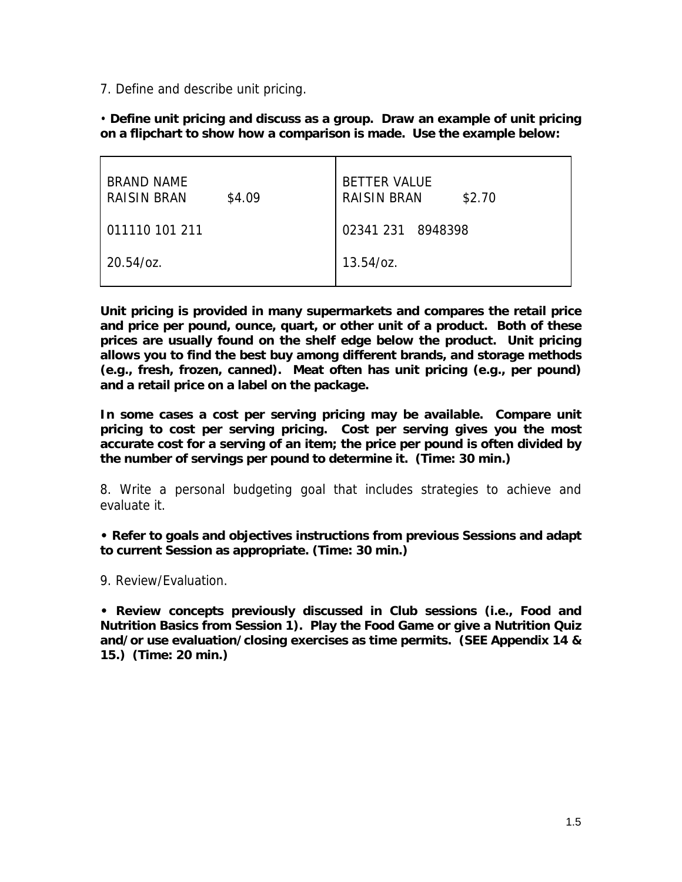7. Define and describe unit pricing.

• **Define unit pricing and discuss as a group. Draw an example of unit pricing on a flipchart to show how a comparison is made. Use the example below:**

| | |
|---|---|
| BRAND NAME<br>RAISIN BRAN $4.09 | BETTER VALUE<br>RAISIN BRAN $2.70 |
| 011110 101 211 | 02341 231 8948398 |
| 20.54/oz. | 13.54/oz. |

**Unit pricing is provided in many supermarkets and compares the retail price and price per pound, ounce, quart, or other unit of a product. Both of these prices are usually found on the shelf edge below the product. Unit pricing allows you to find the best buy among different brands, and storage methods (e.g., fresh, frozen, canned). Meat often has unit pricing (e.g., per pound) and a retail price on a label on the package.**

**In some cases a cost per serving pricing may be available. Compare unit pricing to cost per serving pricing. Cost per serving gives you the most accurate cost for a serving of an item; the price per pound is often divided by the number of servings per pound to determine it. (Time: 30 min.)**

8. Write a personal budgeting goal that includes strategies to achieve and evaluate it.

**• Refer to goals and objectives instructions from previous Sessions and adapt to current Session as appropriate. (Time: 30 min.)**

9. Review/Evaluation.

**• Review concepts previously discussed in Club sessions (i.e., Food and Nutrition Basics from Session 1). Play the Food Game or give a Nutrition Quiz and/or use evaluation/closing exercises as time permits. (SEE Appendix 14 & 15.) (Time: 20 min.)**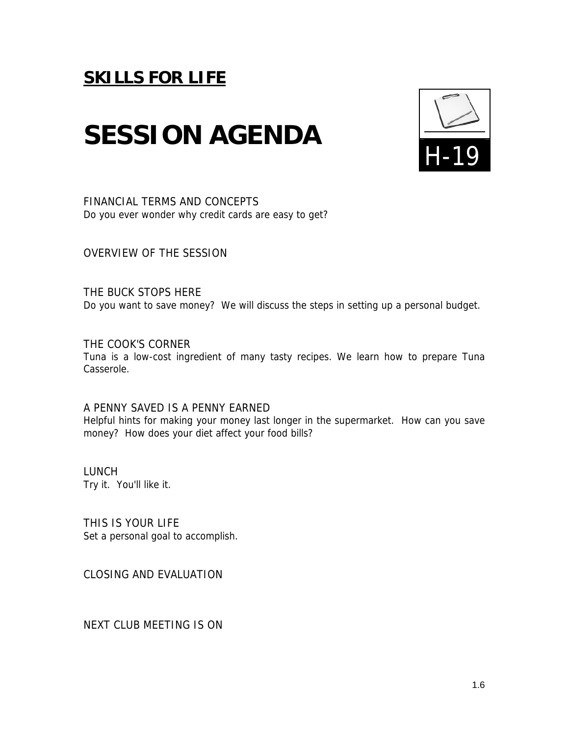## SKILLS FOR LIFE

# SESSION AGENDA

H-19

FINANCIAL TERMS AND CONCEPTS
Do you ever wonder why credit cards are easy to get?

OVERVIEW OF THE SESSION

THE BUCK STOPS HERE
Do you want to save money? We will discuss the steps in setting up a personal budget.

THE COOK'S CORNER
Tuna is a low-cost ingredient of many tasty recipes. We learn how to prepare Tuna Casserole.

A PENNY SAVED IS A PENNY EARNED
Helpful hints for making your money last longer in the supermarket. How can you save money? How does your diet affect your food bills?

LUNCH
Try it. You'll like it.

THIS IS YOUR LIFE
Set a personal goal to accomplish.

CLOSING AND EVALUATION

NEXT CLUB MEETING IS ON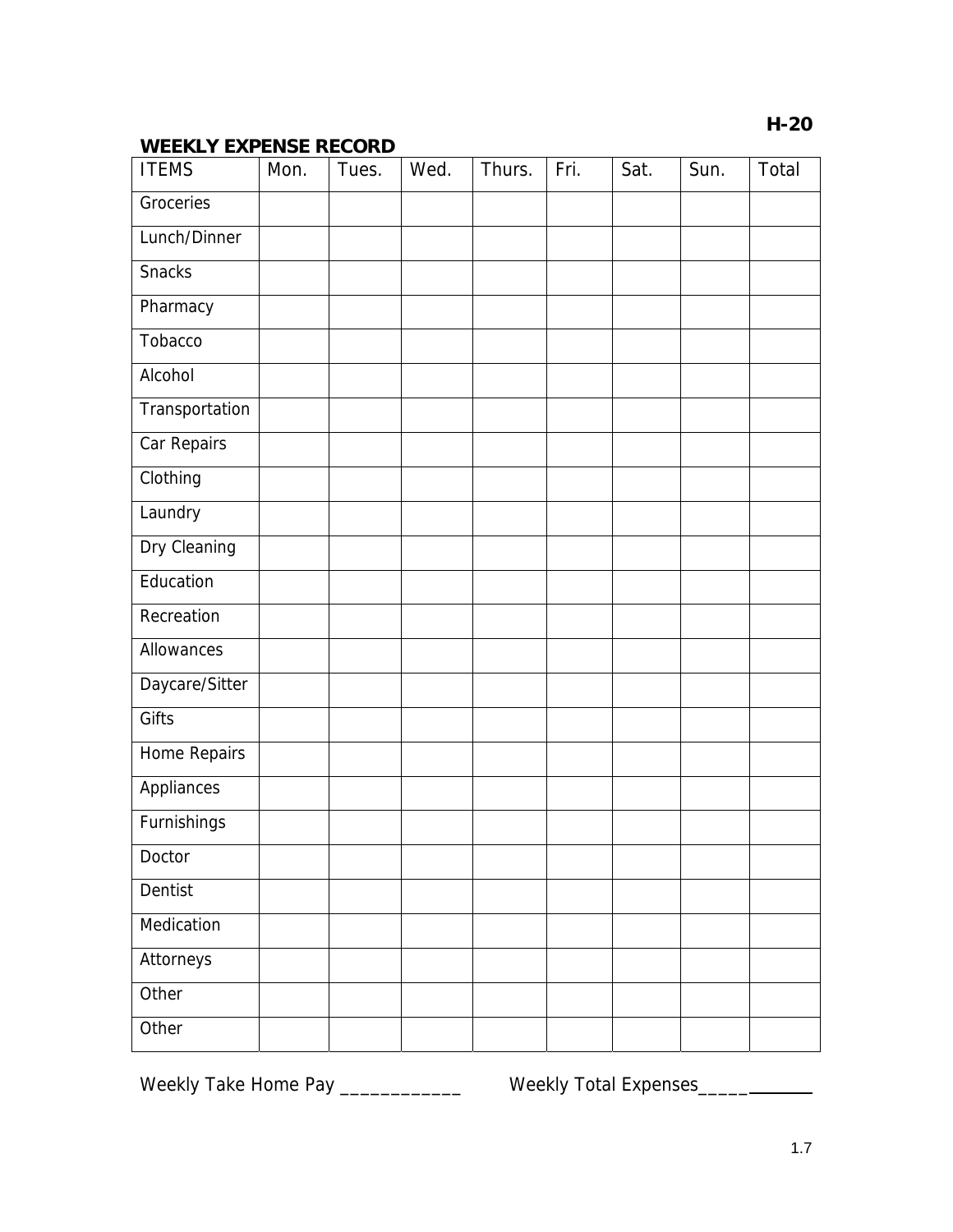H-20

**WEEKLY EXPENSE RECORD**

| ITEMS | Mon. | Tues. | Wed. | Thurs. | Fri. | Sat. | Sun. | Total |
|---|---|---|---|---|---|---|---|---|
| Groceries | | | | | | | | |
| Lunch/Dinner | | | | | | | | |
| Snacks | | | | | | | | |
| Pharmacy | | | | | | | | |
| Tobacco | | | | | | | | |
| Alcohol | | | | | | | | |
| Transportation | | | | | | | | |
| Car Repairs | | | | | | | | |
| Clothing | | | | | | | | |
| Laundry | | | | | | | | |
| Dry Cleaning | | | | | | | | |
| Education | | | | | | | | |
| Recreation | | | | | | | | |
| Allowances | | | | | | | | |
| Daycare/Sitter | | | | | | | | |
| Gifts | | | | | | | | |
| Home Repairs | | | | | | | | |
| Appliances | | | | | | | | |
| Furnishings | | | | | | | | |
| Doctor | | | | | | | | |
| Dentist | | | | | | | | |
| Medication | | | | | | | | |
| Attorneys | | | | | | | | |
| Other | | | | | | | | |
| Other | | | | | | | | |

Weekly Take Home Pay ____________ Weekly Total Expenses___________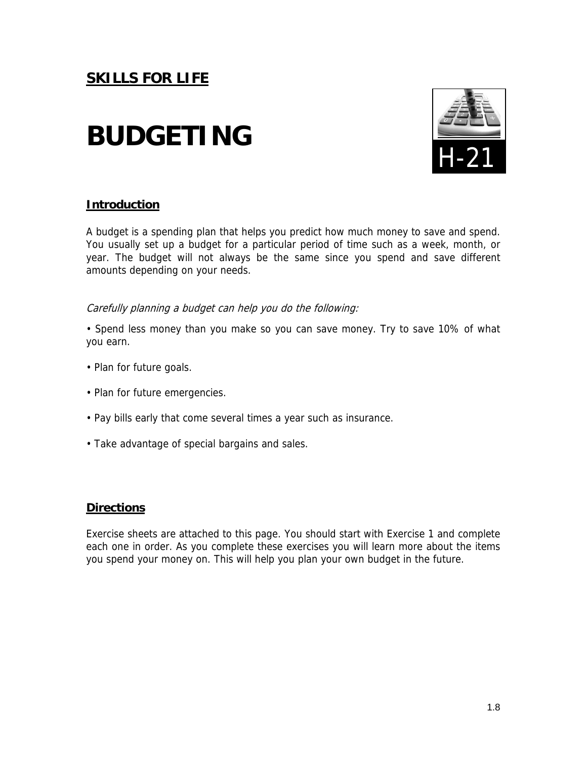## SKILLS FOR LIFE

# BUDGETING

H-21

### Introduction

A budget is a spending plan that helps you predict how much money to save and spend. You usually set up a budget for a particular period of time such as a week, month, or year. The budget will not always be the same since you spend and save different amounts depending on your needs.

*Carefully planning a budget can help you do the following:*

• Spend less money than you make so you can save money. Try to save 10% of what you earn.

• Plan for future goals.

• Plan for future emergencies.

• Pay bills early that come several times a year such as insurance.

• Take advantage of special bargains and sales.

### Directions

Exercise sheets are attached to this page. You should start with Exercise 1 and complete each one in order. As you complete these exercises you will learn more about the items you spend your money on. This will help you plan your own budget in the future.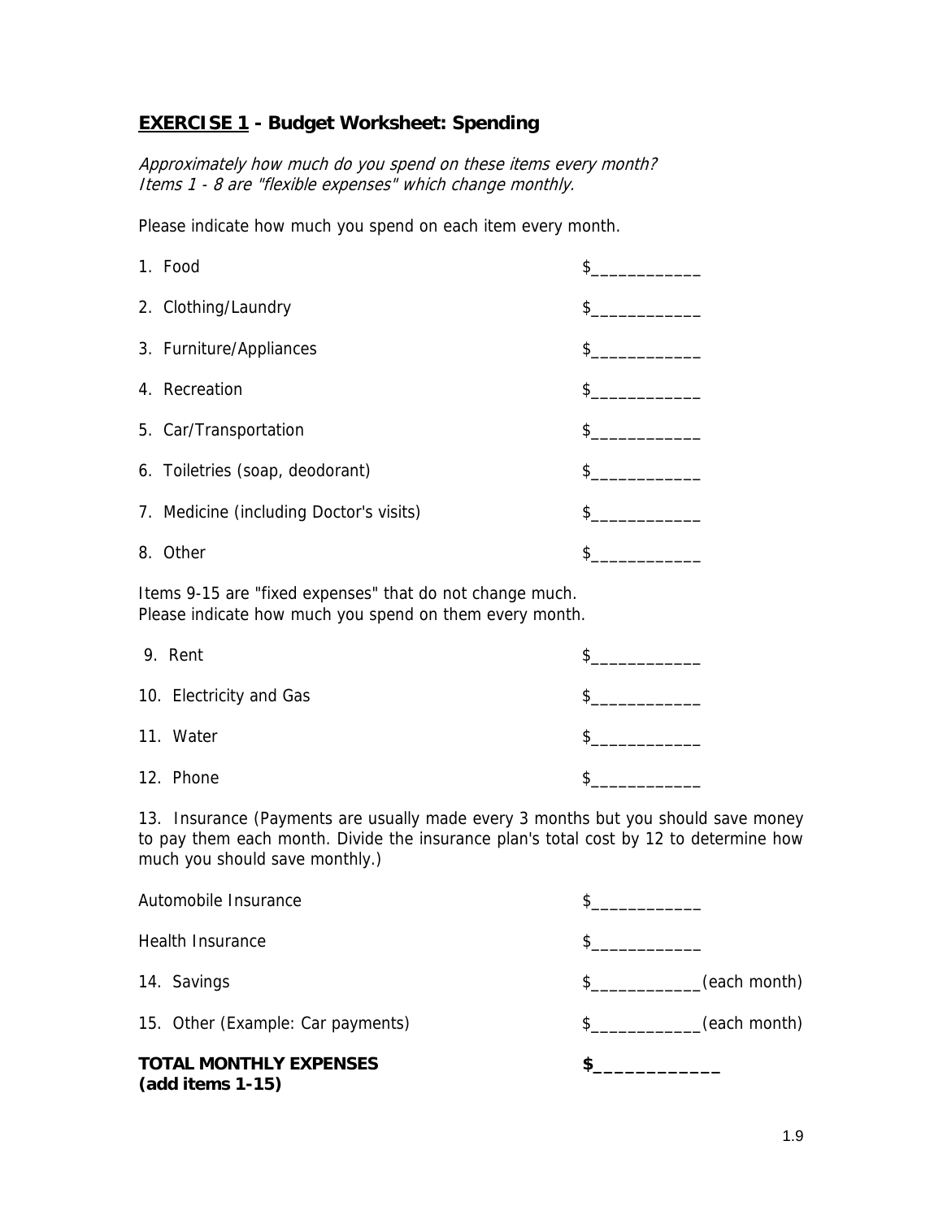## **<u>EXERCISE 1</u> - Budget Worksheet: Spending**

*Approximately how much do you spend on these items every month?*
*Items 1 - 8 are "flexible expenses" which change monthly.*

Please indicate how much you spend on each item every month.

1. Food $____________
2. Clothing/Laundry $____________
3. Furniture/Appliances $____________
4. Recreation $____________
5. Car/Transportation $____________
6. Toiletries (soap, deodorant) $____________
7. Medicine (including Doctor's visits) $____________
8. Other $____________

Items 9-15 are "fixed expenses" that do not change much.
Please indicate how much you spend on them every month.

9. Rent $____________
10. Electricity and Gas $____________
11. Water $____________
12. Phone $____________
13. Insurance (Payments are usually made every 3 months but you should save money to pay them each month. Divide the insurance plan's total cost by 12 to determine how much you should save monthly.)

Automobile Insurance $____________

Health Insurance $____________

14. Savings $____________(each month)
15. Other (Example: Car payments) $____________(each month)

**TOTAL MONTHLY EXPENSES** **$____________**
**(add items 1-15)**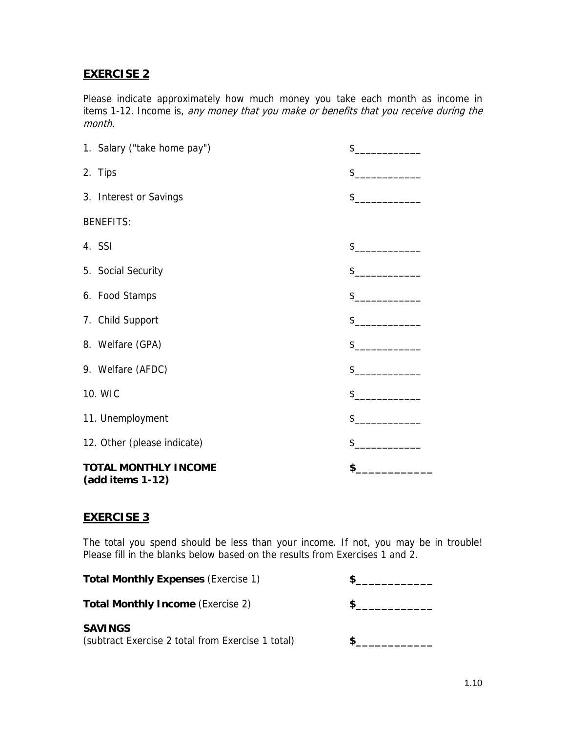## EXERCISE 2

Please indicate approximately how much money you take each month as income in items 1-12. Income is, *any money that you make or benefits that you receive during the month.*

| | |
|---|---|
| 1. Salary ("take home pay") | $____________ |
| 2. Tips | $____________ |
| 3. Interest or Savings | $____________ |
| BENEFITS: | |
| 4. SSI | $____________ |
| 5. Social Security | $____________ |
| 6. Food Stamps | $____________ |
| 7. Child Support | $____________ |
| 8. Welfare (GPA) | $____________ |
| 9. Welfare (AFDC) | $____________ |
| 10. WIC | $____________ |
| 11. Unemployment | $____________ |
| 12. Other (please indicate) | $____________ |
| **TOTAL MONTHLY INCOME (add items 1-12)** | **$____________** |

## EXERCISE 3

The total you spend should be less than your income. If not, you may be in trouble! Please fill in the blanks below based on the results from Exercises 1 and 2.

| | |
|---|---|
| **Total Monthly Expenses** (Exercise 1) | **$____________** |
| **Total Monthly Income** (Exercise 2) | **$____________** |
| **SAVINGS** (subtract Exercise 2 total from Exercise 1 total) | **$____________** |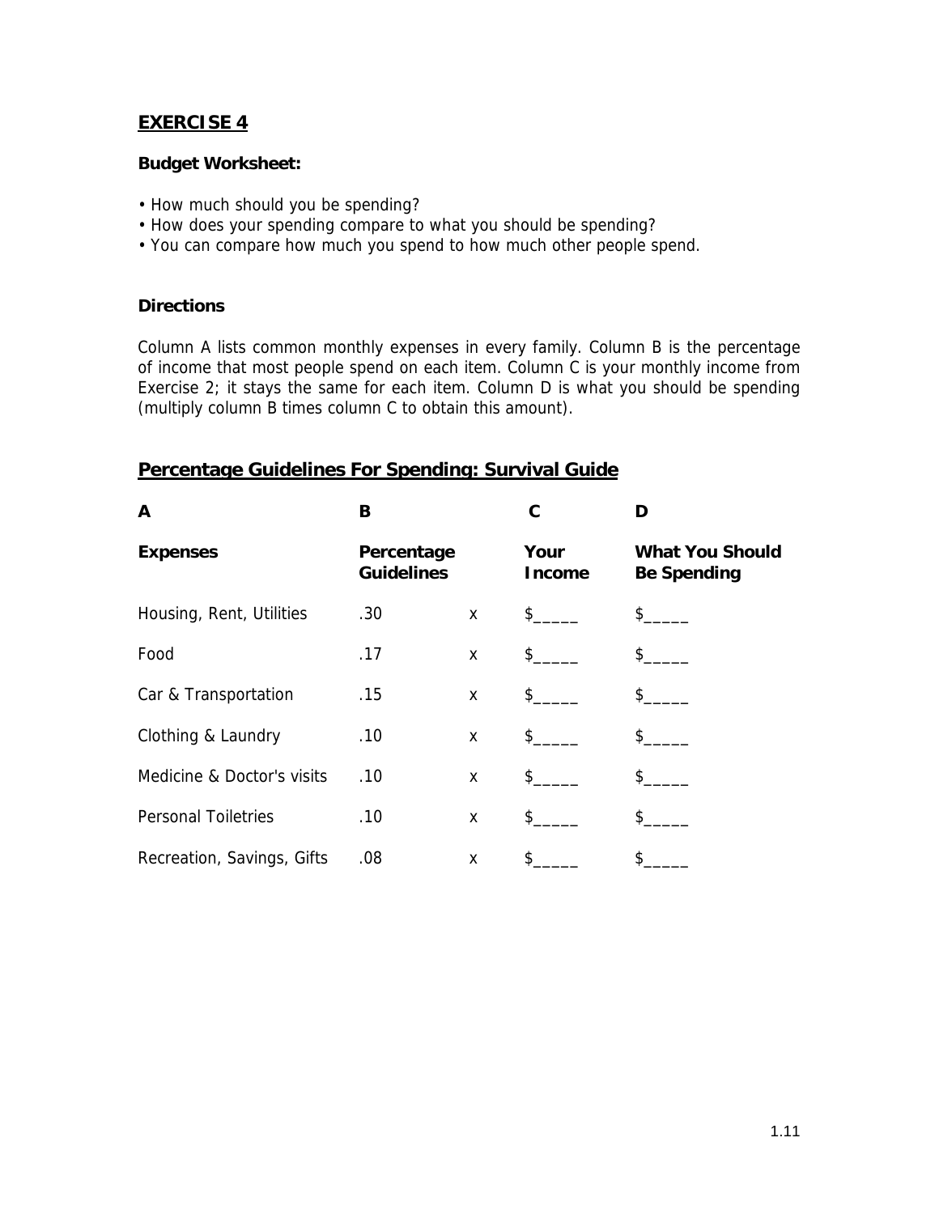## EXERCISE 4

**Budget Worksheet:**

- How much should you be spending?
- How does your spending compare to what you should be spending?
- You can compare how much you spend to how much other people spend.

**Directions**

Column A lists common monthly expenses in every family. Column B is the percentage of income that most people spend on each item. Column C is your monthly income from Exercise 2; it stays the same for each item. Column D is what you should be spending (multiply column B times column C to obtain this amount).

### Percentage Guidelines For Spending: Survival Guide

| A | B | | C | D |
|---|---|---|---|---|
| **Expenses** | **Percentage Guidelines** | | **Your Income** | **What You Should Be Spending** |
| Housing, Rent, Utilities | .30 | x | $_____ | $_____ |
| Food | .17 | x | $_____ | $_____ |
| Car & Transportation | .15 | x | $_____ | $_____ |
| Clothing & Laundry | .10 | x | $_____ | $_____ |
| Medicine & Doctor's visits | .10 | x | $_____ | $_____ |
| Personal Toiletries | .10 | x | $_____ | $_____ |
| Recreation, Savings, Gifts | .08 | x | $_____ | $_____ |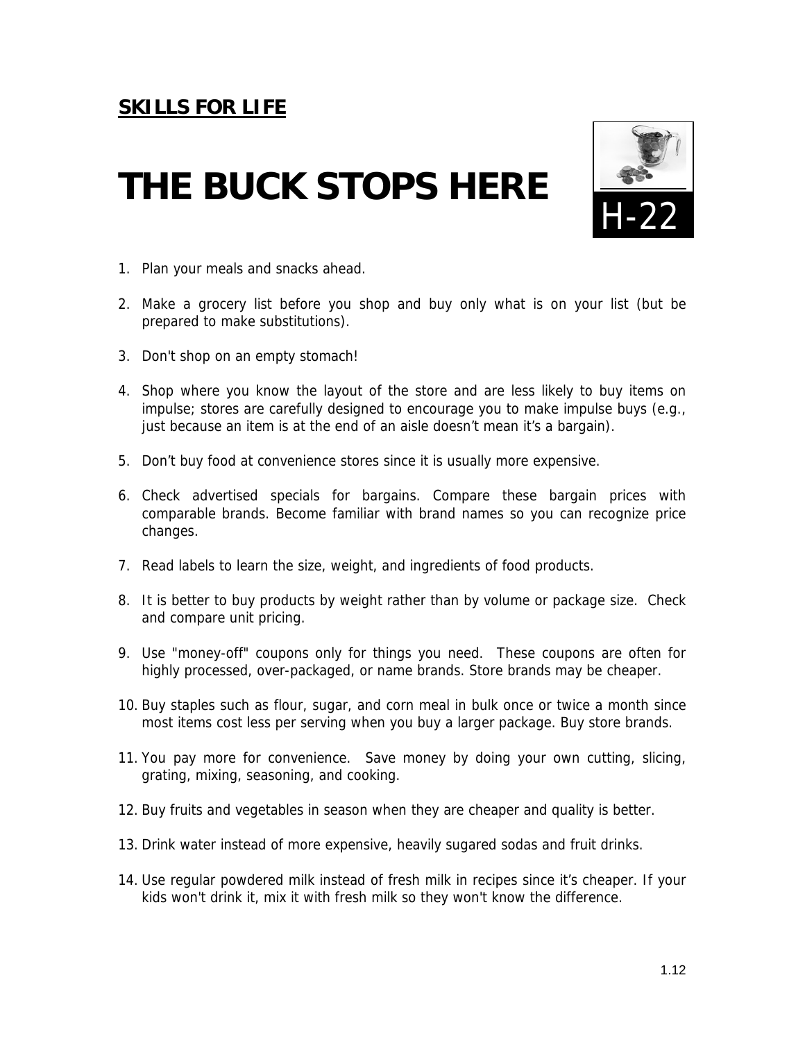**SKILLS FOR LIFE**

# THE BUCK STOPS HERE

H-22

1. Plan your meals and snacks ahead.

2. Make a grocery list before you shop and buy only what is on your list (but be prepared to make substitutions).

3. Don't shop on an empty stomach!

4. Shop where you know the layout of the store and are less likely to buy items on impulse; stores are carefully designed to encourage you to make impulse buys (e.g., just because an item is at the end of an aisle doesn't mean it's a bargain).

5. Don't buy food at convenience stores since it is usually more expensive.

6. Check advertised specials for bargains. Compare these bargain prices with comparable brands. Become familiar with brand names so you can recognize price changes.

7. Read labels to learn the size, weight, and ingredients of food products.

8. It is better to buy products by weight rather than by volume or package size. Check and compare unit pricing.

9. Use "money-off" coupons only for things you need. These coupons are often for highly processed, over-packaged, or name brands. Store brands may be cheaper.

10. Buy staples such as flour, sugar, and corn meal in bulk once or twice a month since most items cost less per serving when you buy a larger package. Buy store brands.

11. You pay more for convenience. Save money by doing your own cutting, slicing, grating, mixing, seasoning, and cooking.

12. Buy fruits and vegetables in season when they are cheaper and quality is better.

13. Drink water instead of more expensive, heavily sugared sodas and fruit drinks.

14. Use regular powdered milk instead of fresh milk in recipes since it's cheaper. If your kids won't drink it, mix it with fresh milk so they won't know the difference.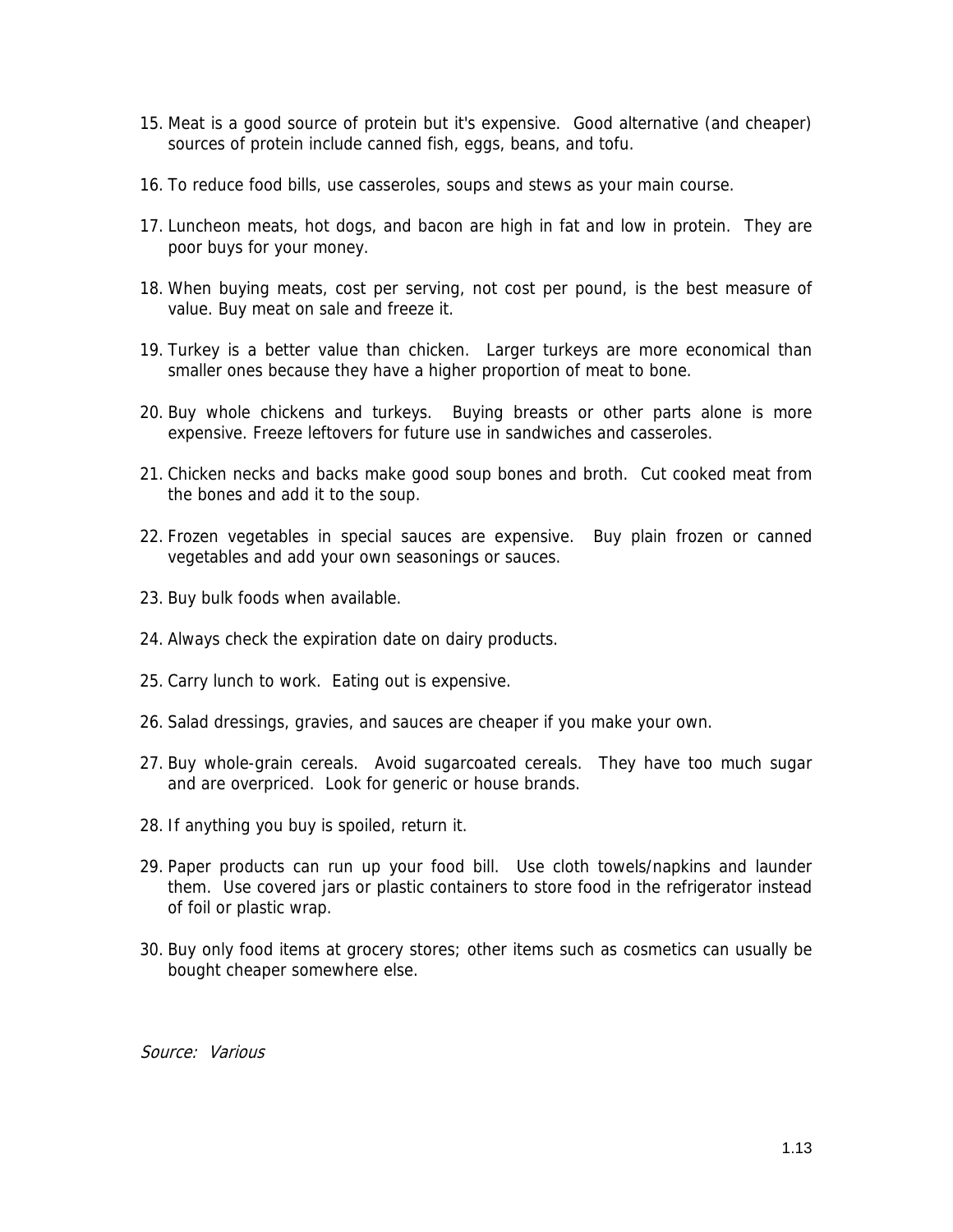15. Meat is a good source of protein but it's expensive. Good alternative (and cheaper) sources of protein include canned fish, eggs, beans, and tofu.

16. To reduce food bills, use casseroles, soups and stews as your main course.

17. Luncheon meats, hot dogs, and bacon are high in fat and low in protein. They are poor buys for your money.

18. When buying meats, cost per serving, not cost per pound, is the best measure of value. Buy meat on sale and freeze it.

19. Turkey is a better value than chicken. Larger turkeys are more economical than smaller ones because they have a higher proportion of meat to bone.

20. Buy whole chickens and turkeys. Buying breasts or other parts alone is more expensive. Freeze leftovers for future use in sandwiches and casseroles.

21. Chicken necks and backs make good soup bones and broth. Cut cooked meat from the bones and add it to the soup.

22. Frozen vegetables in special sauces are expensive. Buy plain frozen or canned vegetables and add your own seasonings or sauces.

23. Buy bulk foods when available.

24. Always check the expiration date on dairy products.

25. Carry lunch to work. Eating out is expensive.

26. Salad dressings, gravies, and sauces are cheaper if you make your own.

27. Buy whole-grain cereals. Avoid sugarcoated cereals. They have too much sugar and are overpriced. Look for generic or house brands.

28. If anything you buy is spoiled, return it.

29. Paper products can run up your food bill. Use cloth towels/napkins and launder them. Use covered jars or plastic containers to store food in the refrigerator instead of foil or plastic wrap.

30. Buy only food items at grocery stores; other items such as cosmetics can usually be bought cheaper somewhere else.

*Source: Various*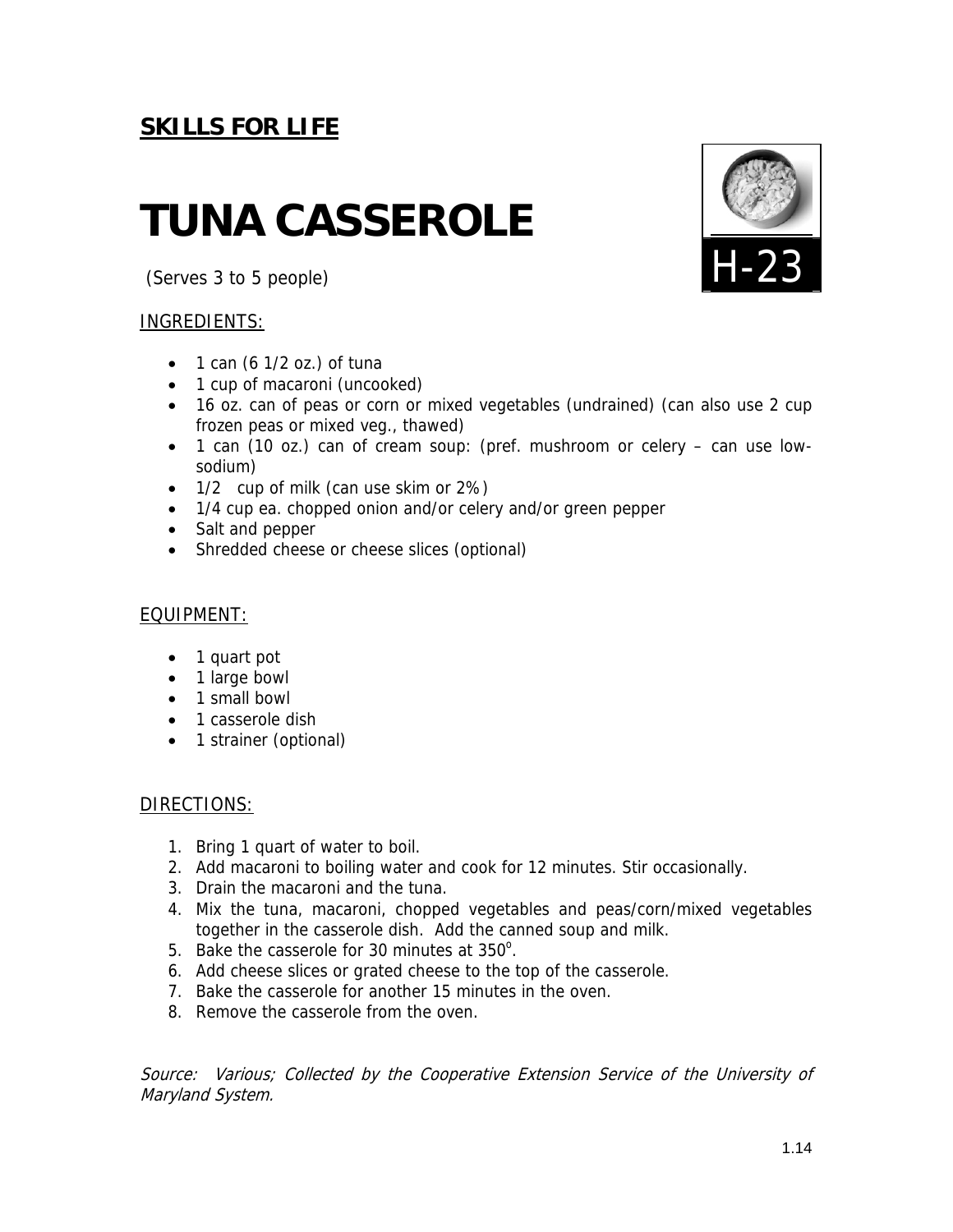**SKILLS FOR LIFE**

# TUNA CASSEROLE

H-23

(Serves 3 to 5 people)

INGREDIENTS:

- 1 can (6 1/2 oz.) of tuna
- 1 cup of macaroni (uncooked)
- 16 oz. can of peas or corn or mixed vegetables (undrained) (can also use 2 cup frozen peas or mixed veg., thawed)
- 1 can (10 oz.) can of cream soup: (pref. mushroom or celery – can use low-sodium)
- 1/2 cup of milk (can use skim or 2%)
- 1/4 cup ea. chopped onion and/or celery and/or green pepper
- Salt and pepper
- Shredded cheese or cheese slices (optional)

EQUIPMENT:

- 1 quart pot
- 1 large bowl
- 1 small bowl
- 1 casserole dish
- 1 strainer (optional)

DIRECTIONS:

1. Bring 1 quart of water to boil.
2. Add macaroni to boiling water and cook for 12 minutes. Stir occasionally.
3. Drain the macaroni and the tuna.
4. Mix the tuna, macaroni, chopped vegetables and peas/corn/mixed vegetables together in the casserole dish. Add the canned soup and milk.
5. Bake the casserole for 30 minutes at 350°.
6. Add cheese slices or grated cheese to the top of the casserole.
7. Bake the casserole for another 15 minutes in the oven.
8. Remove the casserole from the oven.

*Source: Various; Collected by the Cooperative Extension Service of the University of Maryland System.*